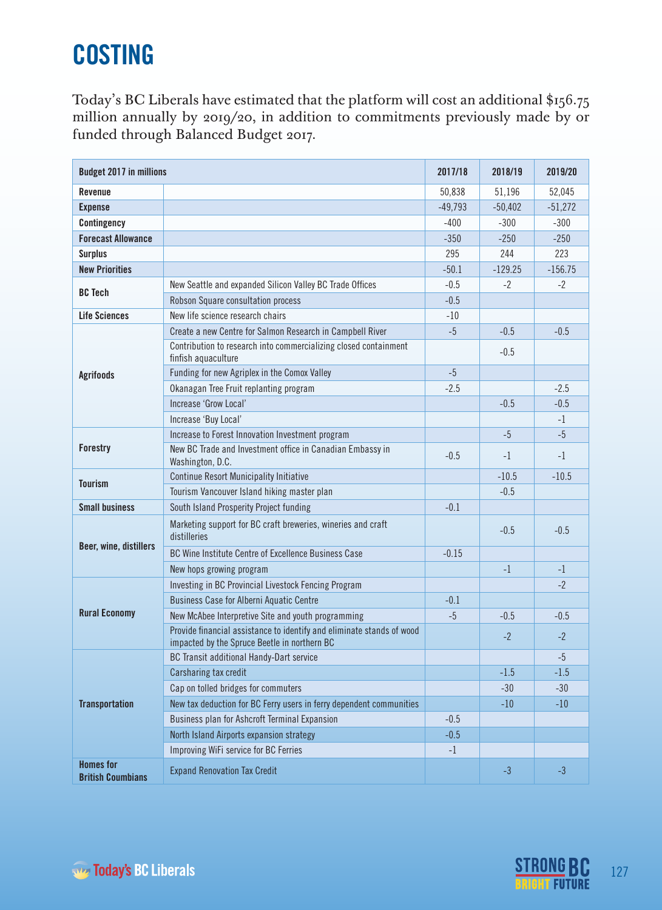# COSTING

Today's BC Liberals have estimated that the platform will cost an additional $156.75 million annually by 2019/20, in addition to commitments previously made by or funded through Balanced Budget 2017.

| Budget 2017 in millions | | 2017/18 | 2018/19 | 2019/20 |
|---|---|---|---|---|
| **Revenue** | | 50,838 | 51,196 | 52,045 |
| **Expense** | | -49,793 | -50,402 | -51,272 |
| **Contingency** | | -400 | -300 | -300 |
| **Forecast Allowance** | | -350 | -250 | -250 |
| **Surplus** | | 295 | 244 | 223 |
| **New Priorities** | | -50.1 | -129.25 | -156.75 |
| **BC Tech** | New Seattle and expanded Silicon Valley BC Trade Offices | -0.5 | -2 | -2 |
| | Robson Square consultation process | -0.5 | | |
| **Life Sciences** | New life science research chairs | -10 | | |
| **Agrifoods** | Create a new Centre for Salmon Research in Campbell River | -5 | -0.5 | -0.5 |
| | Contribution to research into commercializing closed containment finfish aquaculture | | -0.5 | |
| | Funding for new Agriplex in the Comox Valley | -5 | | |
| | Okanagan Tree Fruit replanting program | -2.5 | | -2.5 |
| | Increase 'Grow Local' | | -0.5 | -0.5 |
| | Increase 'Buy Local' | | | -1 |
| **Forestry** | Increase to Forest Innovation Investment program | | -5 | -5 |
| | New BC Trade and Investment office in Canadian Embassy in Washington, D.C. | -0.5 | -1 | -1 |
| **Tourism** | Continue Resort Municipality Initiative | | -10.5 | -10.5 |
| | Tourism Vancouver Island hiking master plan | | -0.5 | |
| **Small business** | South Island Prosperity Project funding | -0.1 | | |
| **Beer, wine, distillers** | Marketing support for BC craft breweries, wineries and craft distilleries | | -0.5 | -0.5 |
| | BC Wine Institute Centre of Excellence Business Case | -0.15 | | |
| | New hops growing program | | -1 | -1 |
| **Rural Economy** | Investing in BC Provincial Livestock Fencing Program | | | -2 |
| | Business Case for Alberni Aquatic Centre | -0.1 | | |
| | New McAbee Interpretive Site and youth programming | -5 | -0.5 | -0.5 |
| | Provide financial assistance to identify and eliminate stands of wood impacted by the Spruce Beetle in northern BC | | -2 | -2 |
| **Transportation** | BC Transit additional Handy-Dart service | | | -5 |
| | Carsharing tax credit | | -1.5 | -1.5 |
| | Cap on tolled bridges for commuters | | -30 | -30 |
| | New tax deduction for BC Ferry users in ferry dependent communities | | -10 | -10 |
| | Business plan for Ashcroft Terminal Expansion | -0.5 | | |
| | North Island Airports expansion strategy | -0.5 | | |
| | Improving WiFi service for BC Ferries | -1 | | |
| **Homes for British Coumbians** | Expand Renovation Tax Credit | | -3 | -3 |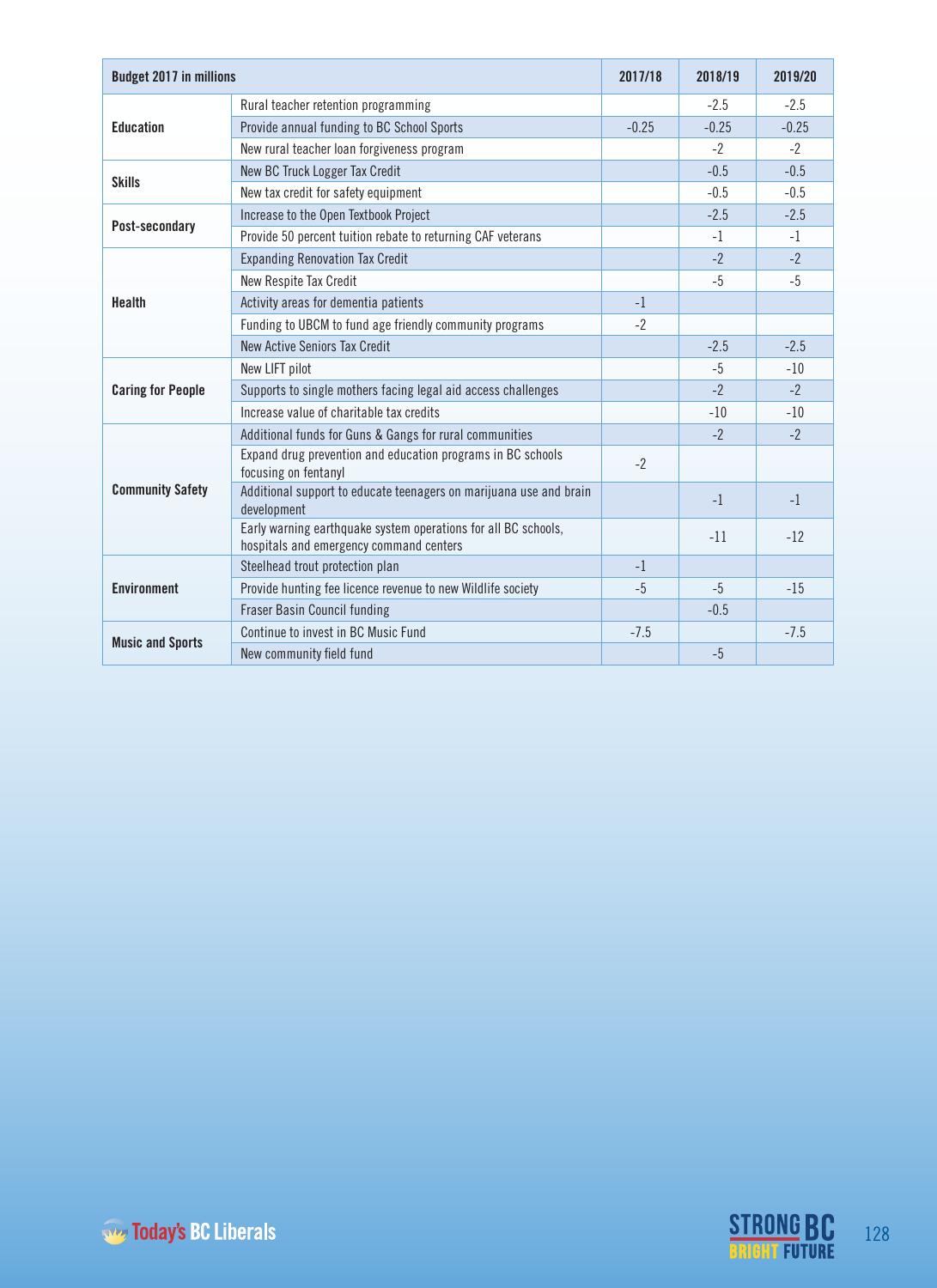| Budget 2017 in millions | | 2017/18 | 2018/19 | 2019/20 |
|---|---|---|---|---|
| **Education** | Rural teacher retention programming | | -2.5 | -2.5 |
| | Provide annual funding to BC School Sports | -0.25 | -0.25 | -0.25 |
| | New rural teacher loan forgiveness program | | -2 | -2 |
| **Skills** | New BC Truck Logger Tax Credit | | -0.5 | -0.5 |
| | New tax credit for safety equipment | | -0.5 | -0.5 |
| **Post-secondary** | Increase to the Open Textbook Project | | -2.5 | -2.5 |
| | Provide 50 percent tuition rebate to returning CAF veterans | | -1 | -1 |
| **Health** | Expanding Renovation Tax Credit | | -2 | -2 |
| | New Respite Tax Credit | | -5 | -5 |
| | Activity areas for dementia patients | -1 | | |
| | Funding to UBCM to fund age friendly community programs | -2 | | |
| | New Active Seniors Tax Credit | | -2.5 | -2.5 |
| **Caring for People** | New LIFT pilot | | -5 | -10 |
| | Supports to single mothers facing legal aid access challenges | | -2 | -2 |
| | Increase value of charitable tax credits | | -10 | -10 |
| **Community Safety** | Additional funds for Guns & Gangs for rural communities | | -2 | -2 |
| | Expand drug prevention and education programs in BC schools focusing on fentanyl | -2 | | |
| | Additional support to educate teenagers on marijuana use and brain development | | -1 | -1 |
| | Early warning earthquake system operations for all BC schools, hospitals and emergency command centers | | -11 | -12 |
| **Environment** | Steelhead trout protection plan | -1 | | |
| | Provide hunting fee licence revenue to new Wildlife society | -5 | -5 | -15 |
| | Fraser Basin Council funding | | -0.5 | |
| **Music and Sports** | Continue to invest in BC Music Fund | -7.5 | | -7.5 |
| | New community field fund | | -5 | |